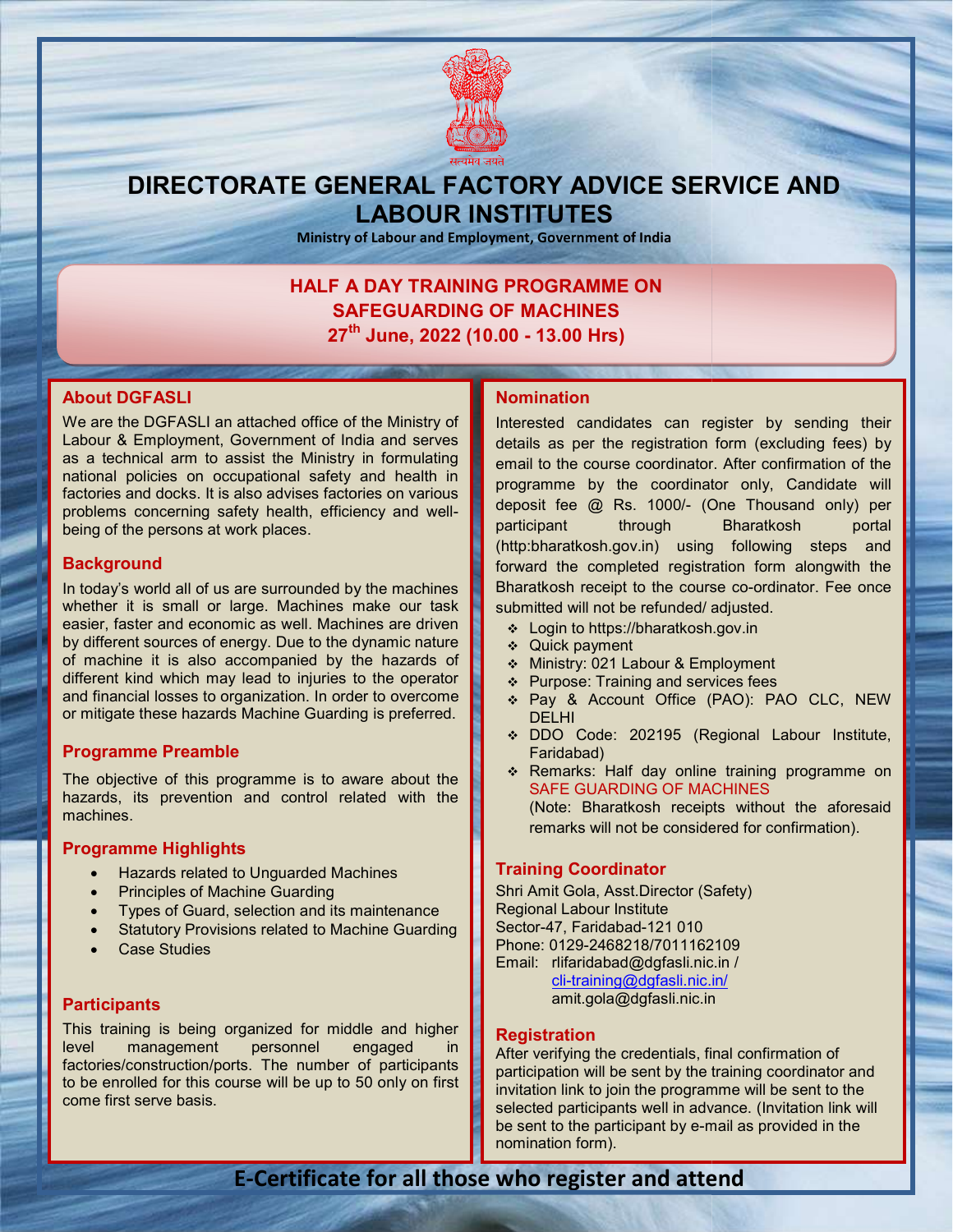सत्यमेव जयते

# DIRECTORATE GENERAL FACTORY ADVICE SERVICE AND LABOUR INSTITUTES

**Ministry of Labour and Employment, Government of India**

## HALF A DAY TRAINING PROGRAMME ON SAFEGUARDING OF MACHINES

**27th June, 2022 (10.00 - 13.00 Hrs)**

### About DGFASLI

We are the DGFASLI an attached office of the Ministry of Labour & Employment, Government of India and serves as a technical arm to assist the Ministry in formulating national policies on occupational safety and health in factories and docks. It is also advises factories on various problems concerning safety health, efficiency and well-being of the persons at work places.

### Background

In today's world all of us are surrounded by the machines whether it is small or large. Machines make our task easier, faster and economic as well. Machines are driven by different sources of energy. Due to the dynamic nature of machine it is also accompanied by the hazards of different kind which may lead to injuries to the operator and financial losses to organization. In order to overcome or mitigate these hazards Machine Guarding is preferred.

### Programme Preamble

The objective of this programme is to aware about the hazards, its prevention and control related with the machines.

### Programme Highlights

- Hazards related to Unguarded Machines
- Principles of Machine Guarding
- Types of Guard, selection and its maintenance
- Statutory Provisions related to Machine Guarding
- Case Studies

### Participants

This training is being organized for middle and higher level management personnel engaged in factories/construction/ports. The number of participants to be enrolled for this course will be up to 50 only on first come first serve basis.

### Nomination

Interested candidates can register by sending their details as per the registration form (excluding fees) by email to the course coordinator. After confirmation of the programme by the coordinator only, Candidate will deposit fee @ Rs. 1000/- (One Thousand only) per participant through Bharatkosh portal (http:bharatkosh.gov.in) using following steps and forward the completed registration form alongwith the Bharatkosh receipt to the course co-ordinator. Fee once submitted will not be refunded/ adjusted.

- Login to https://bharatkosh.gov.in
- Quick payment
- Ministry: 021 Labour & Employment
- Purpose: Training and services fees
- Pay & Account Office (PAO): PAO CLC, NEW DELHI
- DDO Code: 202195 (Regional Labour Institute, Faridabad)
- Remarks: Half day online training programme on SAFE GUARDING OF MACHINES

  (Note: Bharatkosh receipts without the aforesaid remarks will not be considered for confirmation).

### Training Coordinator

Shri Amit Gola, Asst.Director (Safety)
Regional Labour Institute
Sector-47, Faridabad-121 010
Phone: 0129-2468218/7011162109
Email: rlifaridabad@dgfasli.nic.in /
cli-training@dgfasli.nic.in/
amit.gola@dgfasli.nic.in

### Registration

After verifying the credentials, final confirmation of participation will be sent by the training coordinator and invitation link to join the programme will be sent to the selected participants well in advance. (Invitation link will be sent to the participant by e-mail as provided in the nomination form).

**E-Certificate for all those who register and attend**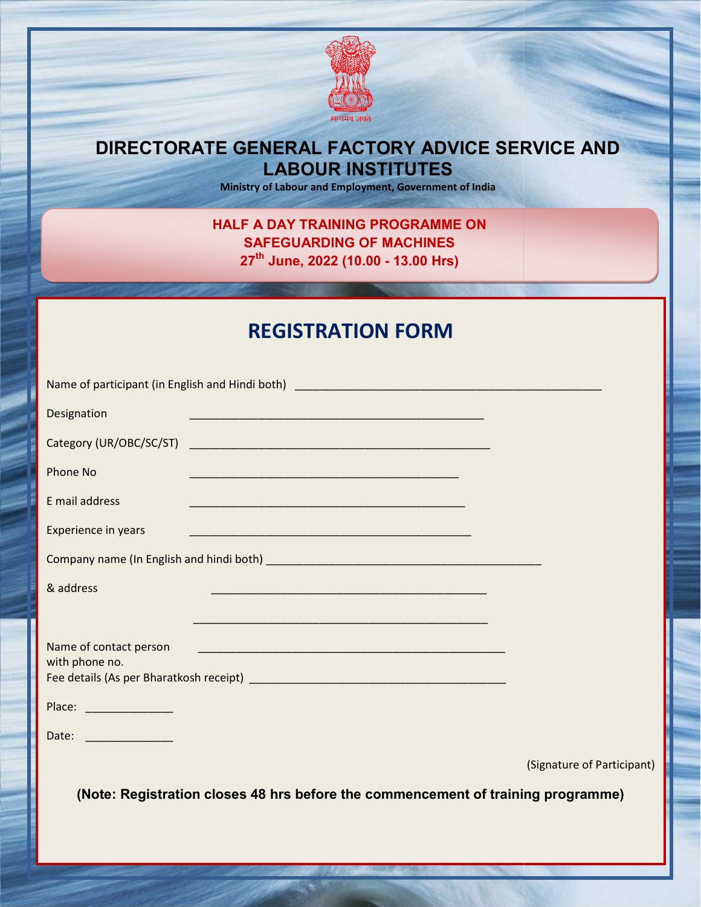सत्यमेव जयते

# DIRECTORATE GENERAL FACTORY ADVICE SERVICE AND LABOUR INSTITUTES

**Ministry of Labour and Employment, Government of India**

**HALF A DAY TRAINING PROGRAMME ON**
**SAFEGUARDING OF MACHINES**
**27th June, 2022 (10.00 - 13.00 Hrs)**

## REGISTRATION FORM

Name of participant (in English and Hindi both) ______________________________________________

Designation ______________________________________________

Category (UR/OBC/SC/ST) ______________________________________________

Phone No ______________________________________________

E mail address ______________________________________________

Experience in years ______________________________________________

Company name (In English and hindi both) ______________________________________________

& address ______________________________________________

______________________________________________

Name of contact person with phone no. ______________________________________________

Fee details (As per Bharatkosh receipt) ______________________________________________

Place: ______________

Date: ______________

(Signature of Participant)

**(Note: Registration closes 48 hrs before the commencement of training programme)**